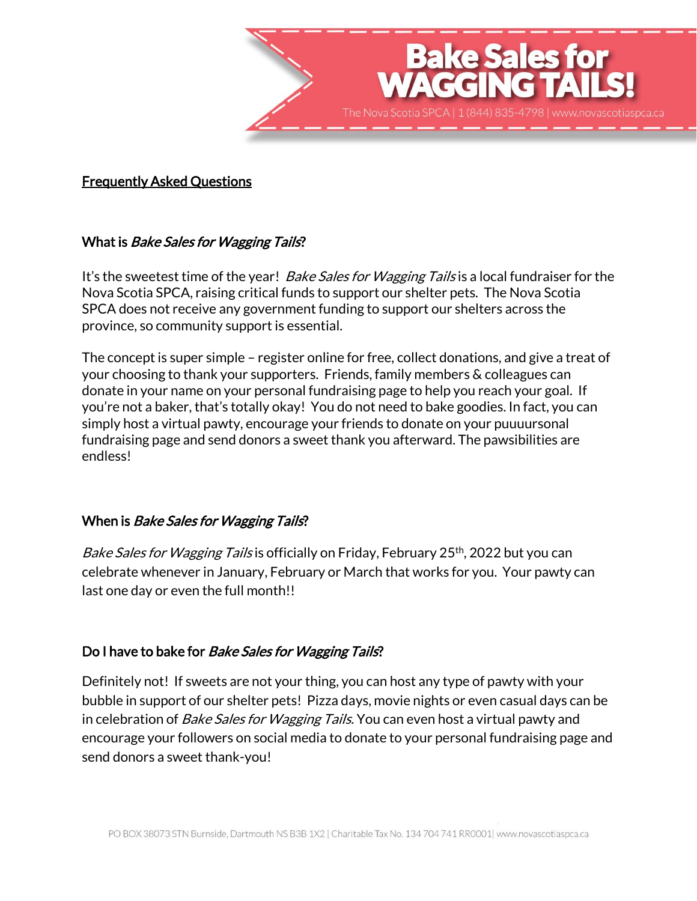# Bake Sales for WAGGING TAILS!

The Nova Scotia SPCA | 1 (844) 835-4798 | www.novascotiaspca.ca

## Frequently Asked Questions

### What is *Bake Sales for Wagging Tails*?

It's the sweetest time of the year! *Bake Sales for Wagging Tails* is a local fundraiser for the Nova Scotia SPCA, raising critical funds to support our shelter pets. The Nova Scotia SPCA does not receive any government funding to support our shelters across the province, so community support is essential.

The concept is super simple – register online for free, collect donations, and give a treat of your choosing to thank your supporters. Friends, family members & colleagues can donate in your name on your personal fundraising page to help you reach your goal. If you're not a baker, that's totally okay! You do not need to bake goodies. In fact, you can simply host a virtual pawty, encourage your friends to donate on your puuuursonal fundraising page and send donors a sweet thank you afterward. The pawsibilities are endless!

### When is *Bake Sales for Wagging Tails*?

*Bake Sales for Wagging Tails* is officially on Friday, February 25th, 2022 but you can celebrate whenever in January, February or March that works for you. Your pawty can last one day or even the full month!!

### Do I have to bake for *Bake Sales for Wagging Tails*?

Definitely not! If sweets are not your thing, you can host any type of pawty with your bubble in support of our shelter pets! Pizza days, movie nights or even casual days can be in celebration of *Bake Sales for Wagging Tails.* You can even host a virtual pawty and encourage your followers on social media to donate to your personal fundraising page and send donors a sweet thank-you!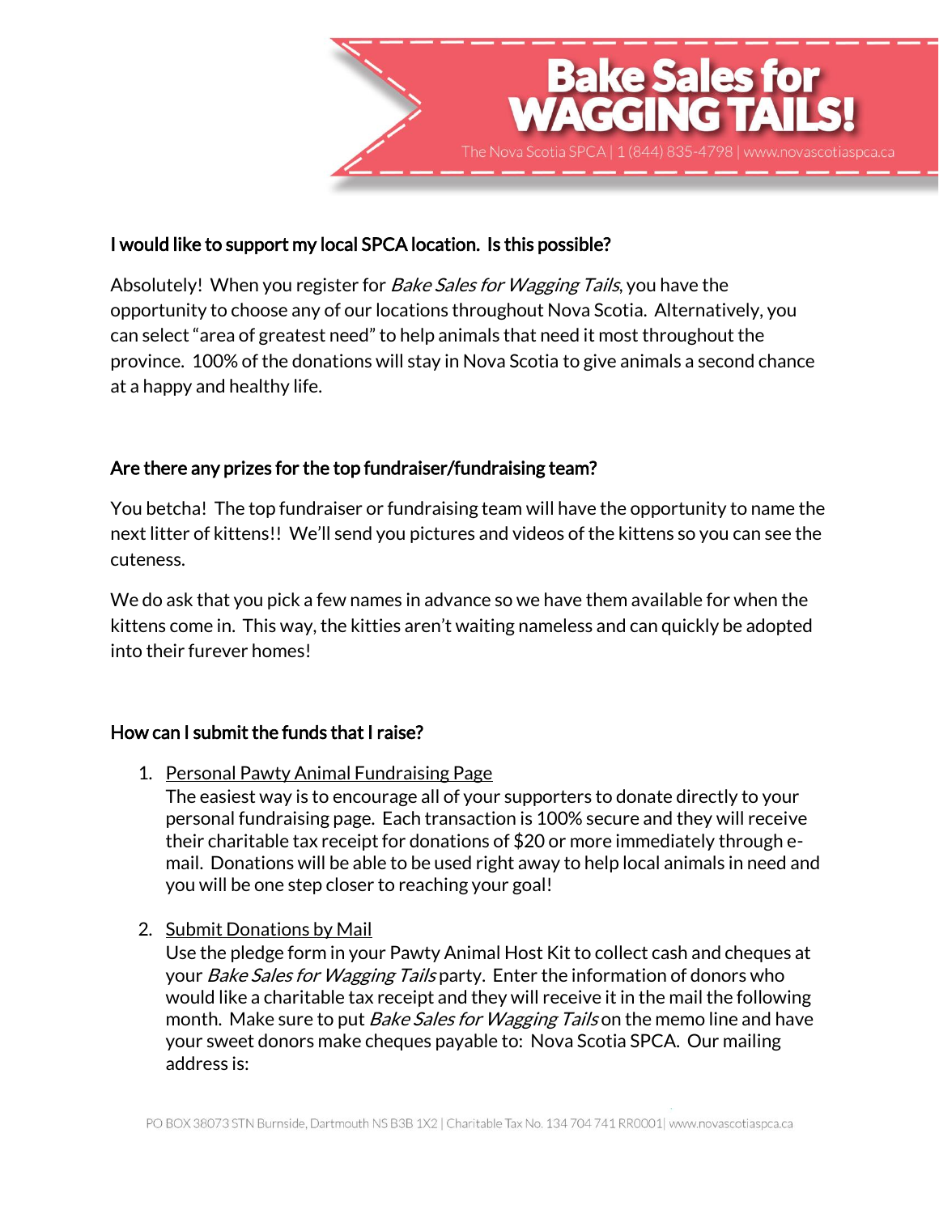### I would like to support my local SPCA location. Is this possible?

Absolutely! When you register for *Bake Sales for Wagging Tails*, you have the opportunity to choose any of our locations throughout Nova Scotia. Alternatively, you can select "area of greatest need" to help animals that need it most throughout the province. 100% of the donations will stay in Nova Scotia to give animals a second chance at a happy and healthy life.

### Are there any prizes for the top fundraiser/fundraising team?

You betcha! The top fundraiser or fundraising team will have the opportunity to name the next litter of kittens!! We'll send you pictures and videos of the kittens so you can see the cuteness.

We do ask that you pick a few names in advance so we have them available for when the kittens come in. This way, the kitties aren't waiting nameless and can quickly be adopted into their furever homes!

### How can I submit the funds that I raise?

1. Personal Pawty Animal Fundraising Page
   The easiest way is to encourage all of your supporters to donate directly to your personal fundraising page. Each transaction is 100% secure and they will receive their charitable tax receipt for donations of $20 or more immediately through e-mail. Donations will be able to be used right away to help local animals in need and you will be one step closer to reaching your goal!

2. Submit Donations by Mail
   Use the pledge form in your Pawty Animal Host Kit to collect cash and cheques at your *Bake Sales for Wagging Tails* party. Enter the information of donors who would like a charitable tax receipt and they will receive it in the mail the following month. Make sure to put *Bake Sales for Wagging Tails* on the memo line and have your sweet donors make cheques payable to: Nova Scotia SPCA. Our mailing address is: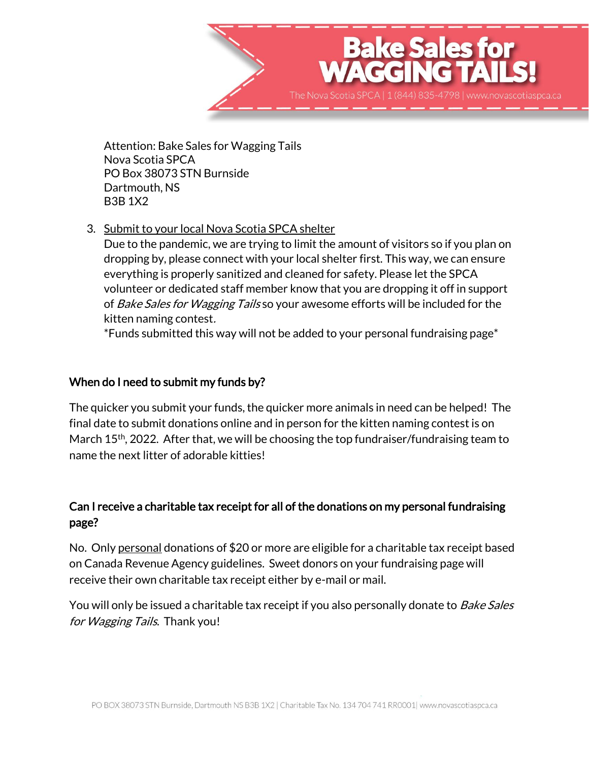Attention: Bake Sales for Wagging Tails
Nova Scotia SPCA
PO Box 38073 STN Burnside
Dartmouth, NS
B3B 1X2

3. Submit to your local Nova Scotia SPCA shelter
   Due to the pandemic, we are trying to limit the amount of visitors so if you plan on dropping by, please connect with your local shelter first. This way, we can ensure everything is properly sanitized and cleaned for safety. Please let the SPCA volunteer or dedicated staff member know that you are dropping it off in support of *Bake Sales for Wagging Tails* so your awesome efforts will be included for the kitten naming contest.
   *Funds submitted this way will not be added to your personal fundraising page*

### When do I need to submit my funds by?

The quicker you submit your funds, the quicker more animals in need can be helped! The final date to submit donations online and in person for the kitten naming contest is on March 15th, 2022. After that, we will be choosing the top fundraiser/fundraising team to name the next litter of adorable kitties!

### Can I receive a charitable tax receipt for all of the donations on my personal fundraising page?

No. Only personal donations of $20 or more are eligible for a charitable tax receipt based on Canada Revenue Agency guidelines. Sweet donors on your fundraising page will receive their own charitable tax receipt either by e-mail or mail.

You will only be issued a charitable tax receipt if you also personally donate to *Bake Sales for Wagging Tails*. Thank you!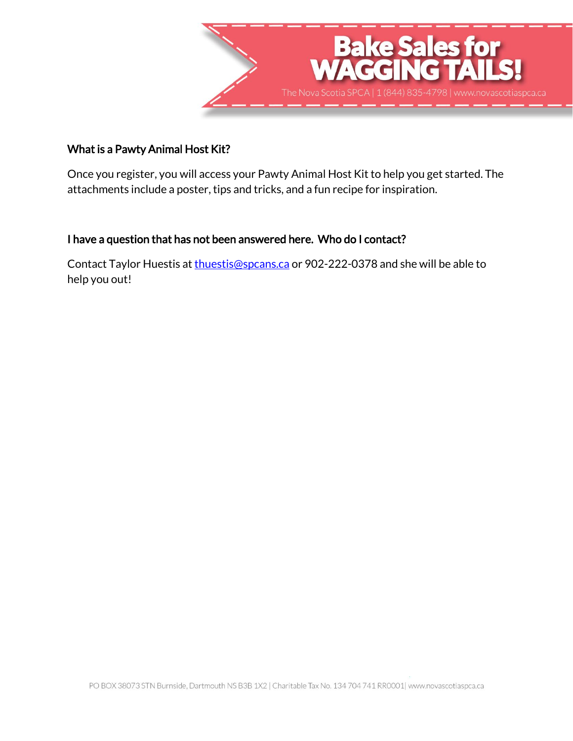### What is a Pawty Animal Host Kit?

Once you register, you will access your Pawty Animal Host Kit to help you get started. The attachments include a poster, tips and tricks, and a fun recipe for inspiration.

### I have a question that has not been answered here. Who do I contact?

Contact Taylor Huestis at [thuestis@spcans.ca](mailto:thuestis@spcans.ca) or 902-222-0378 and she will be able to help you out!